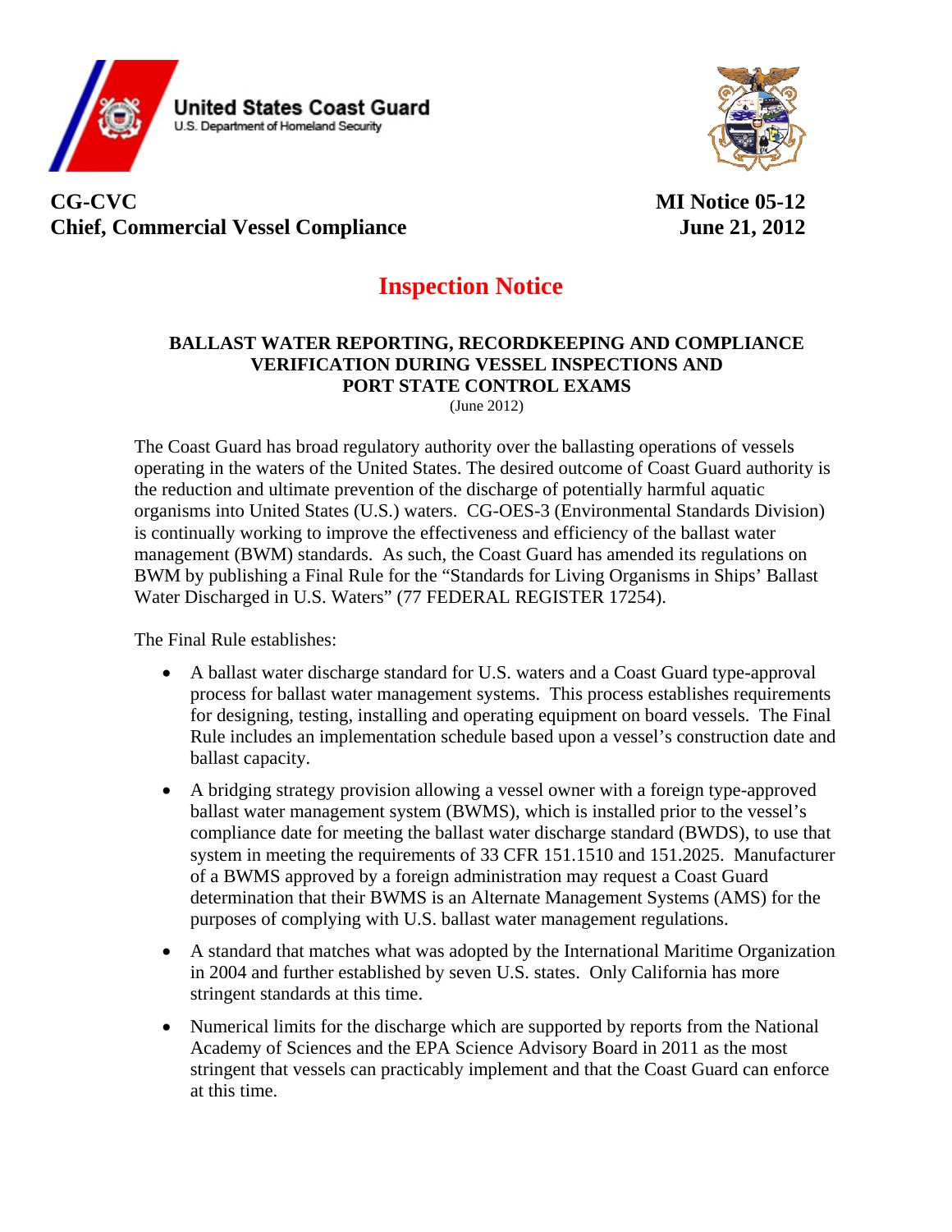United States Coast Guard
U.S. Department of Homeland Security

**CG-CVC**
**Chief, Commercial Vessel Compliance**

**MI Notice 05-12**
**June 21, 2012**

# Inspection Notice

## BALLAST WATER REPORTING, RECORDKEEPING AND COMPLIANCE VERIFICATION DURING VESSEL INSPECTIONS AND PORT STATE CONTROL EXAMS

(June 2012)

The Coast Guard has broad regulatory authority over the ballasting operations of vessels operating in the waters of the United States. The desired outcome of Coast Guard authority is the reduction and ultimate prevention of the discharge of potentially harmful aquatic organisms into United States (U.S.) waters. CG-OES-3 (Environmental Standards Division) is continually working to improve the effectiveness and efficiency of the ballast water management (BWM) standards. As such, the Coast Guard has amended its regulations on BWM by publishing a Final Rule for the "Standards for Living Organisms in Ships' Ballast Water Discharged in U.S. Waters" (77 FEDERAL REGISTER 17254).

The Final Rule establishes:

- A ballast water discharge standard for U.S. waters and a Coast Guard type-approval process for ballast water management systems. This process establishes requirements for designing, testing, installing and operating equipment on board vessels. The Final Rule includes an implementation schedule based upon a vessel's construction date and ballast capacity.
- A bridging strategy provision allowing a vessel owner with a foreign type-approved ballast water management system (BWMS), which is installed prior to the vessel's compliance date for meeting the ballast water discharge standard (BWDS), to use that system in meeting the requirements of 33 CFR 151.1510 and 151.2025. Manufacturer of a BWMS approved by a foreign administration may request a Coast Guard determination that their BWMS is an Alternate Management Systems (AMS) for the purposes of complying with U.S. ballast water management regulations.
- A standard that matches what was adopted by the International Maritime Organization in 2004 and further established by seven U.S. states. Only California has more stringent standards at this time.
- Numerical limits for the discharge which are supported by reports from the National Academy of Sciences and the EPA Science Advisory Board in 2011 as the most stringent that vessels can practicably implement and that the Coast Guard can enforce at this time.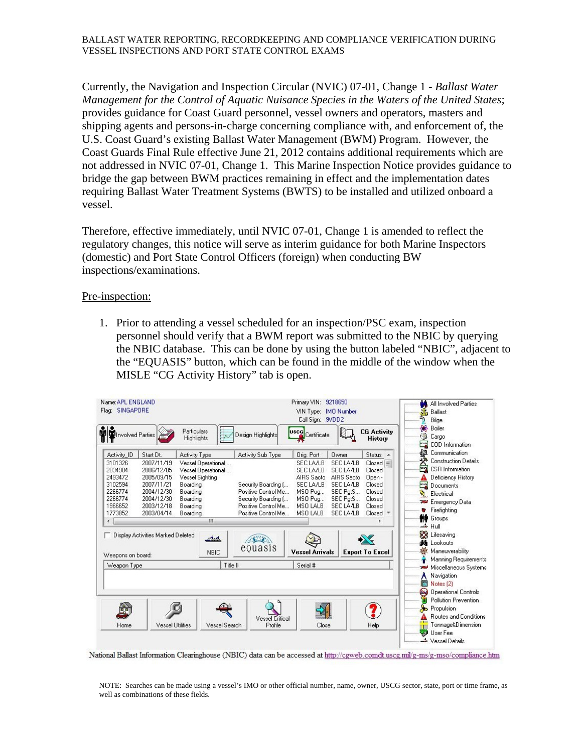Currently, the Navigation and Inspection Circular (NVIC) 07-01, Change 1 - *Ballast Water Management for the Control of Aquatic Nuisance Species in the Waters of the United States*; provides guidance for Coast Guard personnel, vessel owners and operators, masters and shipping agents and persons-in-charge concerning compliance with, and enforcement of, the U.S. Coast Guard's existing Ballast Water Management (BWM) Program. However, the Coast Guards Final Rule effective June 21, 2012 contains additional requirements which are not addressed in NVIC 07-01, Change 1. This Marine Inspection Notice provides guidance to bridge the gap between BWM practices remaining in effect and the implementation dates requiring Ballast Water Treatment Systems (BWTS) to be installed and utilized onboard a vessel.

Therefore, effective immediately, until NVIC 07-01, Change 1 is amended to reflect the regulatory changes, this notice will serve as interim guidance for both Marine Inspectors (domestic) and Port State Control Officers (foreign) when conducting BW inspections/examinations.

Pre-inspection:

1. Prior to attending a vessel scheduled for an inspection/PSC exam, inspection personnel should verify that a BWM report was submitted to the NBIC by querying the NBIC database. This can be done by using the button labeled "NBIC", adjacent to the "EQUASIS" button, which can be found in the middle of the window when the MISLE "CG Activity History" tab is open.

National Ballast Information Clearinghouse (NBIC) data can be accessed at http://cgweb.comdt.uscg.mil/g-ms/g-mso/compliance.htm

NOTE: Searches can be made using a vessel's IMO or other official number, name, owner, USCG sector, state, port or time frame, as well as combinations of these fields.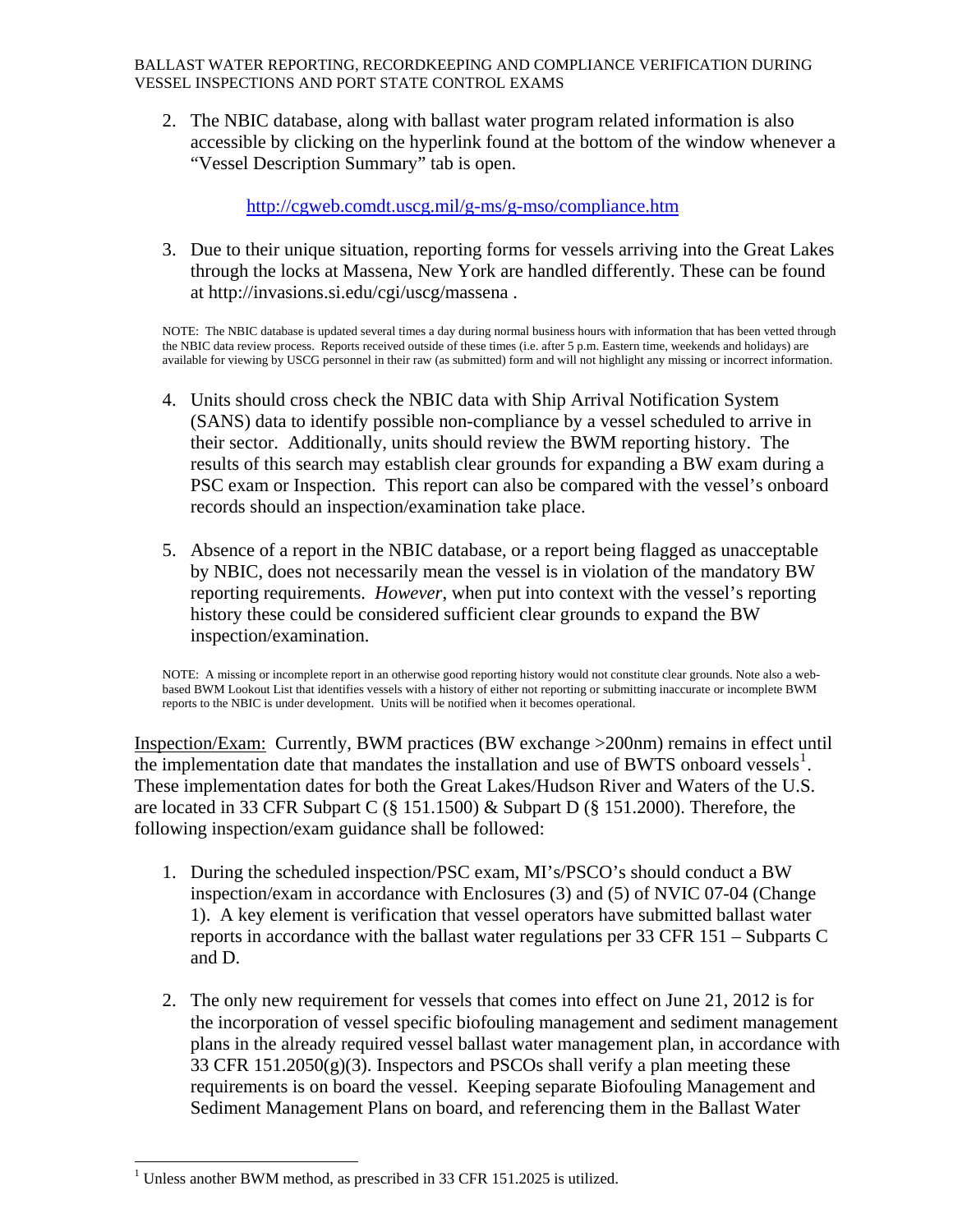2. The NBIC database, along with ballast water program related information is also accessible by clicking on the hyperlink found at the bottom of the window whenever a "Vessel Description Summary" tab is open.

   http://cgweb.comdt.uscg.mil/g-ms/g-mso/compliance.htm

3. Due to their unique situation, reporting forms for vessels arriving into the Great Lakes through the locks at Massena, New York are handled differently. These can be found at http://invasions.si.edu/cgi/uscg/massena .

NOTE: The NBIC database is updated several times a day during normal business hours with information that has been vetted through the NBIC data review process. Reports received outside of these times (i.e. after 5 p.m. Eastern time, weekends and holidays) are available for viewing by USCG personnel in their raw (as submitted) form and will not highlight any missing or incorrect information.

4. Units should cross check the NBIC data with Ship Arrival Notification System (SANS) data to identify possible non-compliance by a vessel scheduled to arrive in their sector. Additionally, units should review the BWM reporting history. The results of this search may establish clear grounds for expanding a BW exam during a PSC exam or Inspection. This report can also be compared with the vessel's onboard records should an inspection/examination take place.

5. Absence of a report in the NBIC database, or a report being flagged as unacceptable by NBIC, does not necessarily mean the vessel is in violation of the mandatory BW reporting requirements. *However*, when put into context with the vessel's reporting history these could be considered sufficient clear grounds to expand the BW inspection/examination.

NOTE: A missing or incomplete report in an otherwise good reporting history would not constitute clear grounds. Note also a web-based BWM Lookout List that identifies vessels with a history of either not reporting or submitting inaccurate or incomplete BWM reports to the NBIC is under development. Units will be notified when it becomes operational.

Inspection/Exam: Currently, BWM practices (BW exchange >200nm) remains in effect until the implementation date that mandates the installation and use of BWTS onboard vessels[1]. These implementation dates for both the Great Lakes/Hudson River and Waters of the U.S. are located in 33 CFR Subpart C (§ 151.1500) & Subpart D (§ 151.2000). Therefore, the following inspection/exam guidance shall be followed:

1. During the scheduled inspection/PSC exam, MI's/PSCO's should conduct a BW inspection/exam in accordance with Enclosures (3) and (5) of NVIC 07-04 (Change 1). A key element is verification that vessel operators have submitted ballast water reports in accordance with the ballast water regulations per 33 CFR 151 – Subparts C and D.

2. The only new requirement for vessels that comes into effect on June 21, 2012 is for the incorporation of vessel specific biofouling management and sediment management plans in the already required vessel ballast water management plan, in accordance with 33 CFR 151.2050(g)(3). Inspectors and PSCOs shall verify a plan meeting these requirements is on board the vessel. Keeping separate Biofouling Management and Sediment Management Plans on board, and referencing them in the Ballast Water

[1] Unless another BWM method, as prescribed in 33 CFR 151.2025 is utilized.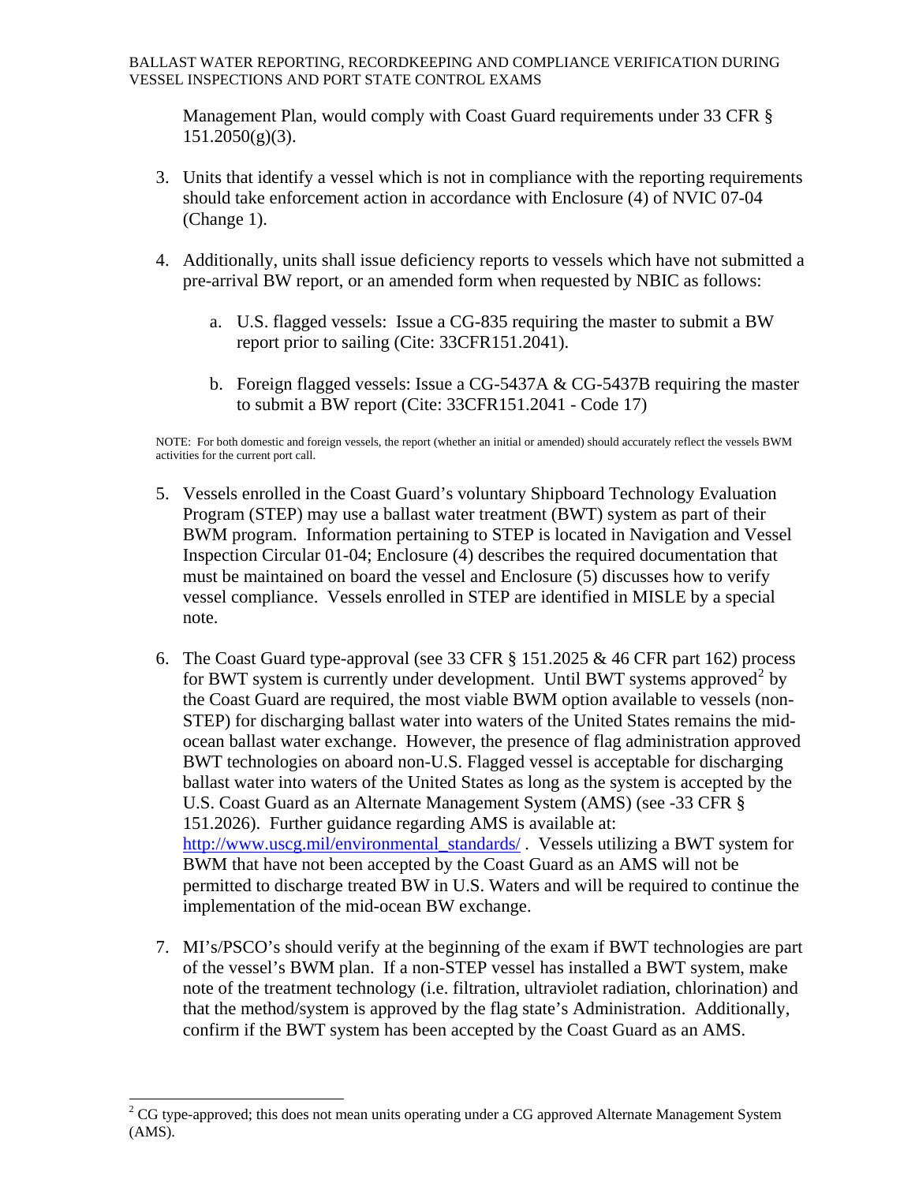Management Plan, would comply with Coast Guard requirements under 33 CFR § 151.2050(g)(3).

3. Units that identify a vessel which is not in compliance with the reporting requirements should take enforcement action in accordance with Enclosure (4) of NVIC 07-04 (Change 1).

4. Additionally, units shall issue deficiency reports to vessels which have not submitted a pre-arrival BW report, or an amended form when requested by NBIC as follows:

   a. U.S. flagged vessels: Issue a CG-835 requiring the master to submit a BW report prior to sailing (Cite: 33CFR151.2041).

   b. Foreign flagged vessels: Issue a CG-5437A & CG-5437B requiring the master to submit a BW report (Cite: 33CFR151.2041 - Code 17)

NOTE: For both domestic and foreign vessels, the report (whether an initial or amended) should accurately reflect the vessels BWM activities for the current port call.

5. Vessels enrolled in the Coast Guard's voluntary Shipboard Technology Evaluation Program (STEP) may use a ballast water treatment (BWT) system as part of their BWM program. Information pertaining to STEP is located in Navigation and Vessel Inspection Circular 01-04; Enclosure (4) describes the required documentation that must be maintained on board the vessel and Enclosure (5) discusses how to verify vessel compliance. Vessels enrolled in STEP are identified in MISLE by a special note.

6. The Coast Guard type-approval (see 33 CFR § 151.2025 & 46 CFR part 162) process for BWT system is currently under development. Until BWT systems approved[2] by the Coast Guard are required, the most viable BWM option available to vessels (non-STEP) for discharging ballast water into waters of the United States remains the mid-ocean ballast water exchange. However, the presence of flag administration approved BWT technologies on aboard non-U.S. Flagged vessel is acceptable for discharging ballast water into waters of the United States as long as the system is accepted by the U.S. Coast Guard as an Alternate Management System (AMS) (see -33 CFR § 151.2026). Further guidance regarding AMS is available at: http://www.uscg.mil/environmental_standards/ . Vessels utilizing a BWT system for BWM that have not been accepted by the Coast Guard as an AMS will not be permitted to discharge treated BW in U.S. Waters and will be required to continue the implementation of the mid-ocean BW exchange.

7. MI's/PSCO's should verify at the beginning of the exam if BWT technologies are part of the vessel's BWM plan. If a non-STEP vessel has installed a BWT system, make note of the treatment technology (i.e. filtration, ultraviolet radiation, chlorination) and that the method/system is approved by the flag state's Administration. Additionally, confirm if the BWT system has been accepted by the Coast Guard as an AMS.

---

[2] CG type-approved; this does not mean units operating under a CG approved Alternate Management System (AMS).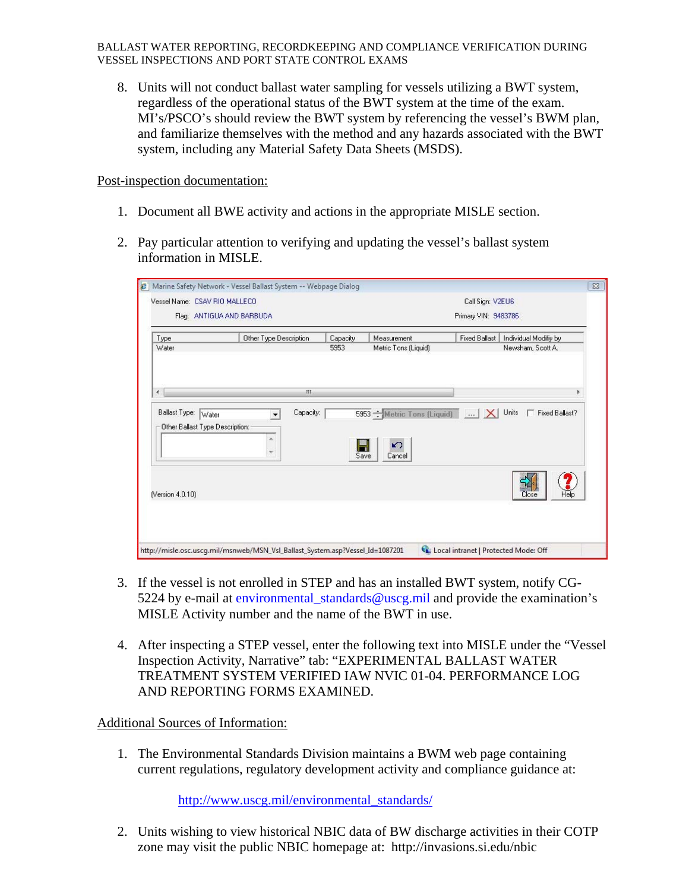8. Units will not conduct ballast water sampling for vessels utilizing a BWT system, regardless of the operational status of the BWT system at the time of the exam. MI's/PSCO's should review the BWT system by referencing the vessel's BWM plan, and familiarize themselves with the method and any hazards associated with the BWT system, including any Material Safety Data Sheets (MSDS).

Post-inspection documentation:

1. Document all BWE activity and actions in the appropriate MISLE section.

2. Pay particular attention to verifying and updating the vessel's ballast system information in MISLE.

3. If the vessel is not enrolled in STEP and has an installed BWT system, notify CG-5224 by e-mail at environmental_standards@uscg.mil and provide the examination's MISLE Activity number and the name of the BWT in use.

4. After inspecting a STEP vessel, enter the following text into MISLE under the "Vessel Inspection Activity, Narrative" tab: "EXPERIMENTAL BALLAST WATER TREATMENT SYSTEM VERIFIED IAW NVIC 01-04. PERFORMANCE LOG AND REPORTING FORMS EXAMINED.

Additional Sources of Information:

1. The Environmental Standards Division maintains a BWM web page containing current regulations, regulatory development activity and compliance guidance at:

   http://www.uscg.mil/environmental_standards/

2. Units wishing to view historical NBIC data of BW discharge activities in their COTP zone may visit the public NBIC homepage at: http://invasions.si.edu/nbic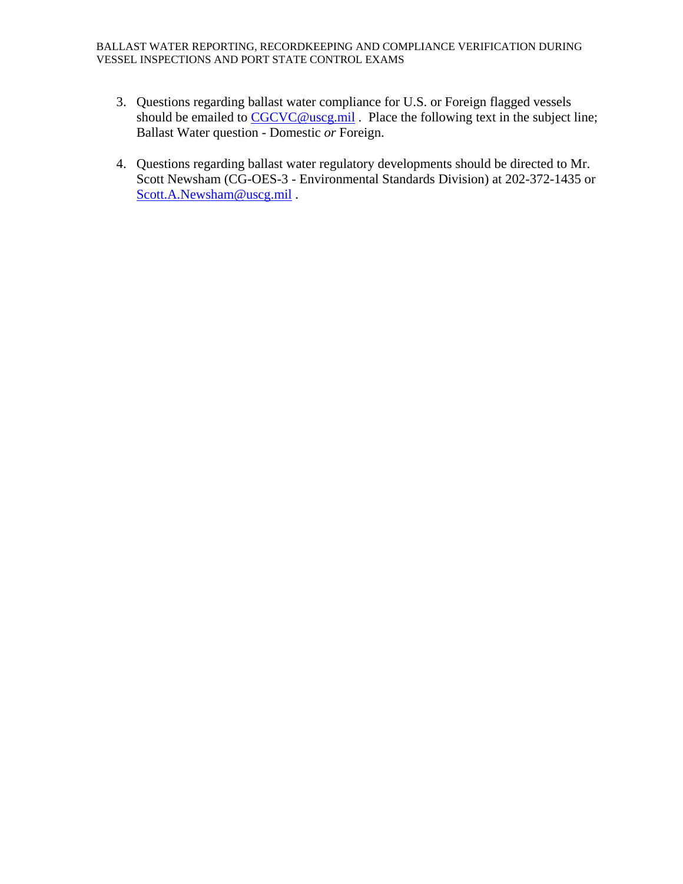3. Questions regarding ballast water compliance for U.S. or Foreign flagged vessels should be emailed to CGCVC@uscg.mil . Place the following text in the subject line; Ballast Water question - Domestic *or* Foreign.

4. Questions regarding ballast water regulatory developments should be directed to Mr. Scott Newsham (CG-OES-3 - Environmental Standards Division) at 202-372-1435 or Scott.A.Newsham@uscg.mil .